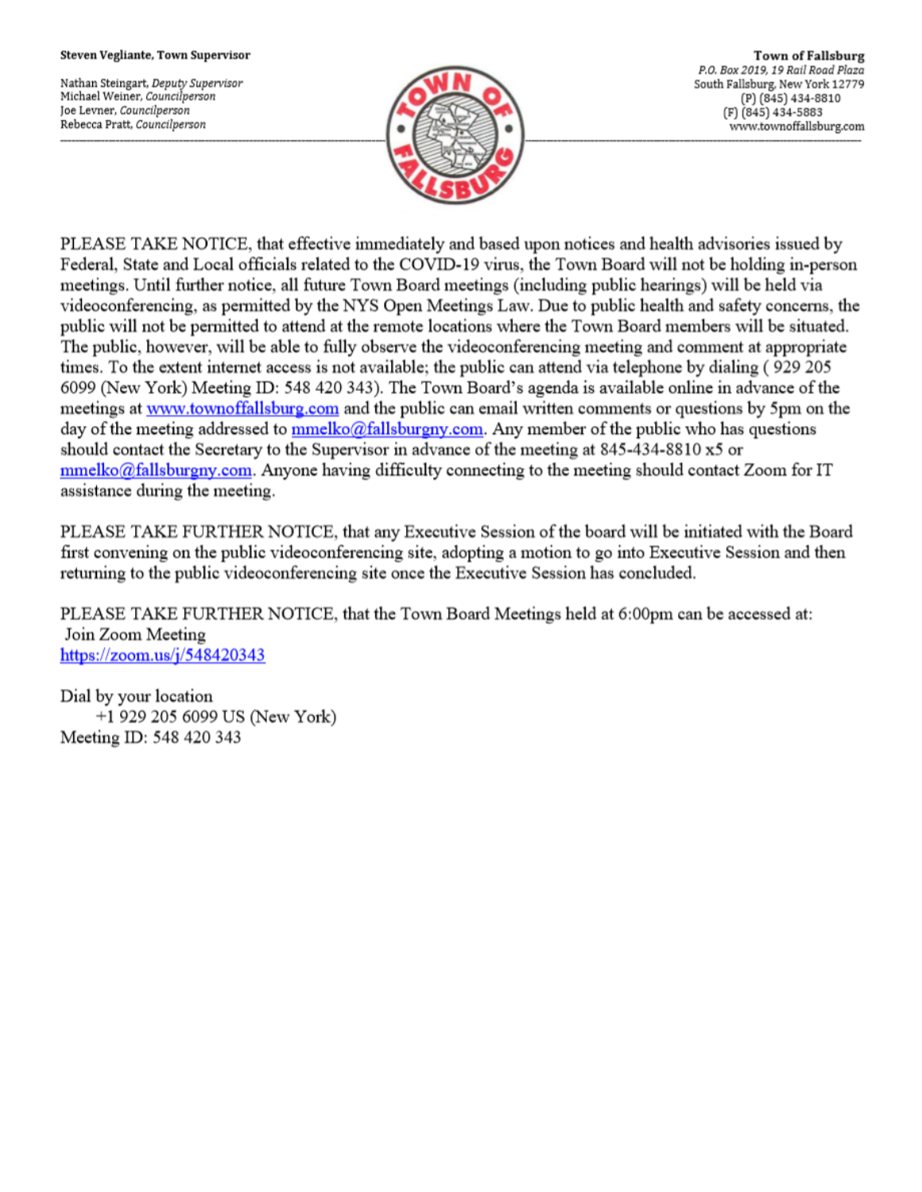**Steven Vegliante, Town Supervisor**

Nathan Steingart, *Deputy Supervisor*
Michael Weiner, *Councilperson*
Joe Levner, *Councilperson*
Rebecca Pratt, *Councilperson*

**Town of Fallsburg**
*P.O. Box 2019, 19 Rail Road Plaza*
South Fallsburg, New York 12779
(P) (845) 434-8810
(F) (845) 434-5883
www.townoffallsburg.com

---

PLEASE TAKE NOTICE, that effective immediately and based upon notices and health advisories issued by Federal, State and Local officials related to the COVID-19 virus, the Town Board will not be holding in-person meetings. Until further notice, all future Town Board meetings (including public hearings) will be held via videoconferencing, as permitted by the NYS Open Meetings Law. Due to public health and safety concerns, the public will not be permitted to attend at the remote locations where the Town Board members will be situated. The public, however, will be able to fully observe the videoconferencing meeting and comment at appropriate times. To the extent internet access is not available; the public can attend via telephone by dialing ( 929 205 6099 (New York) Meeting ID: 548 420 343). The Town Board's agenda is available online in advance of the meetings at www.townoffallsburg.com and the public can email written comments or questions by 5pm on the day of the meeting addressed to mmelko@fallsburgny.com. Any member of the public who has questions should contact the Secretary to the Supervisor in advance of the meeting at 845-434-8810 x5 or mmelko@fallsburgny.com. Anyone having difficulty connecting to the meeting should contact Zoom for IT assistance during the meeting.

PLEASE TAKE FURTHER NOTICE, that any Executive Session of the board will be initiated with the Board first convening on the public videoconferencing site, adopting a motion to go into Executive Session and then returning to the public videoconferencing site once the Executive Session has concluded.

PLEASE TAKE FURTHER NOTICE, that the Town Board Meetings held at 6:00pm can be accessed at:
Join Zoom Meeting
https://zoom.us/j/548420343

Dial by your location
+1 929 205 6099 US (New York)
Meeting ID: 548 420 343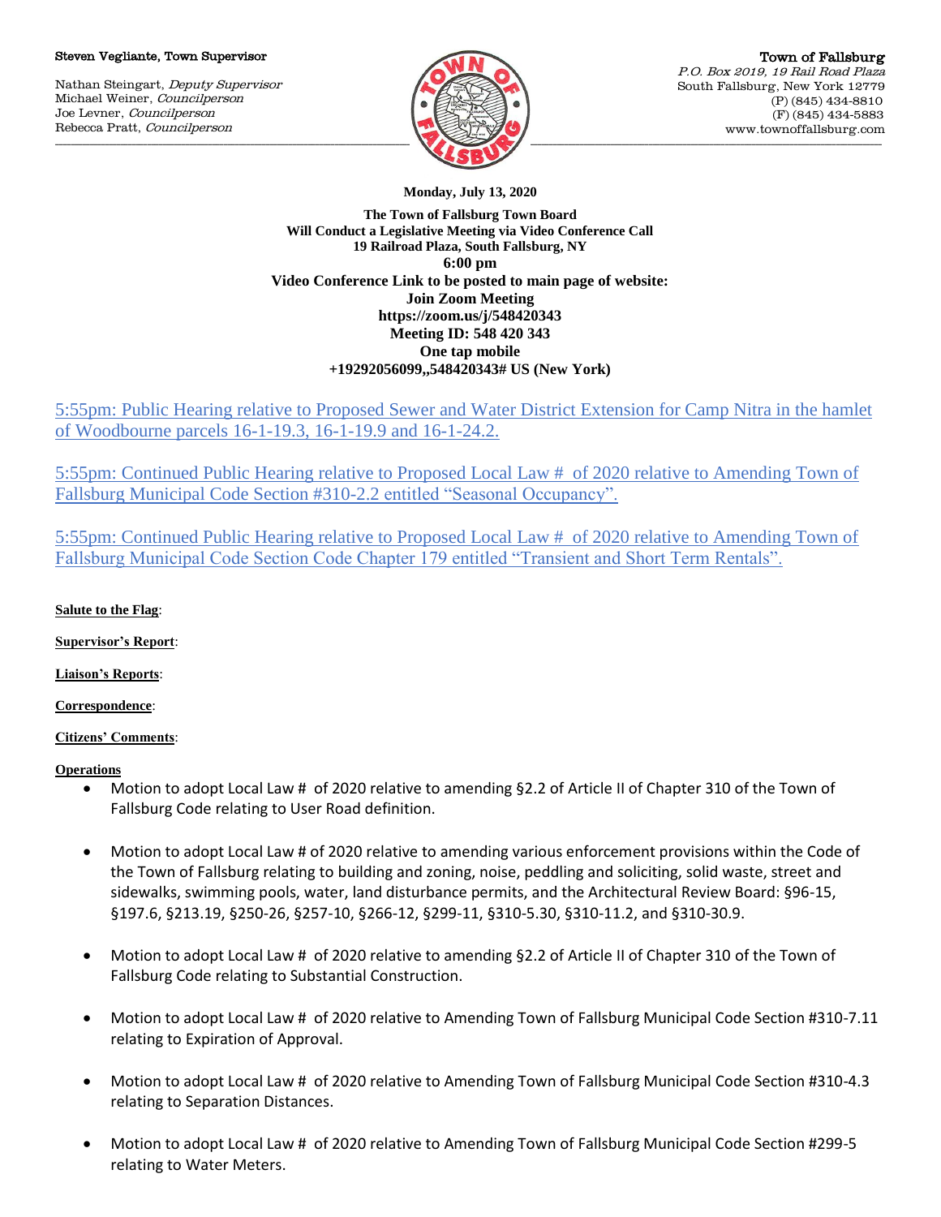Steven Vegliante, Town Supervisor

Nathan Steingart, *Deputy Supervisor*
Michael Weiner, *Councilperson*
Joe Levner, *Councilperson*
Rebecca Pratt, *Councilperson*

Town of Fallsburg
*P.O. Box 2019, 19 Rail Road Plaza*
South Fallsburg, New York 12779
(P) (845) 434-8810
(F) (845) 434-5883
www.townoffallsburg.com

**Monday, July 13, 2020**

**The Town of Fallsburg Town Board**
**Will Conduct a Legislative Meeting via Video Conference Call**
**19 Railroad Plaza, South Fallsburg, NY**
**6:00 pm**
**Video Conference Link to be posted to main page of website:**
**Join Zoom Meeting**
**https://zoom.us/j/548420343**
**Meeting ID: 548 420 343**
**One tap mobile**
**+19292056099,,548420343# US (New York)**

5:55pm: Public Hearing relative to Proposed Sewer and Water District Extension for Camp Nitra in the hamlet of Woodbourne parcels 16-1-19.3, 16-1-19.9 and 16-1-24.2.

5:55pm: Continued Public Hearing relative to Proposed Local Law # of 2020 relative to Amending Town of Fallsburg Municipal Code Section #310-2.2 entitled "Seasonal Occupancy".

5:55pm: Continued Public Hearing relative to Proposed Local Law # of 2020 relative to Amending Town of Fallsburg Municipal Code Section Code Chapter 179 entitled "Transient and Short Term Rentals".

**Salute to the Flag**:

**Supervisor's Report**:

**Liaison's Reports**:

**Correspondence**:

**Citizens' Comments**:

**Operations**

- Motion to adopt Local Law # of 2020 relative to amending §2.2 of Article II of Chapter 310 of the Town of Fallsburg Code relating to User Road definition.
- Motion to adopt Local Law # of 2020 relative to amending various enforcement provisions within the Code of the Town of Fallsburg relating to building and zoning, noise, peddling and soliciting, solid waste, street and sidewalks, swimming pools, water, land disturbance permits, and the Architectural Review Board: §96-15, §197.6, §213.19, §250-26, §257-10, §266-12, §299-11, §310-5.30, §310-11.2, and §310-30.9.
- Motion to adopt Local Law # of 2020 relative to amending §2.2 of Article II of Chapter 310 of the Town of Fallsburg Code relating to Substantial Construction.
- Motion to adopt Local Law # of 2020 relative to Amending Town of Fallsburg Municipal Code Section #310-7.11 relating to Expiration of Approval.
- Motion to adopt Local Law # of 2020 relative to Amending Town of Fallsburg Municipal Code Section #310-4.3 relating to Separation Distances.
- Motion to adopt Local Law # of 2020 relative to Amending Town of Fallsburg Municipal Code Section #299-5 relating to Water Meters.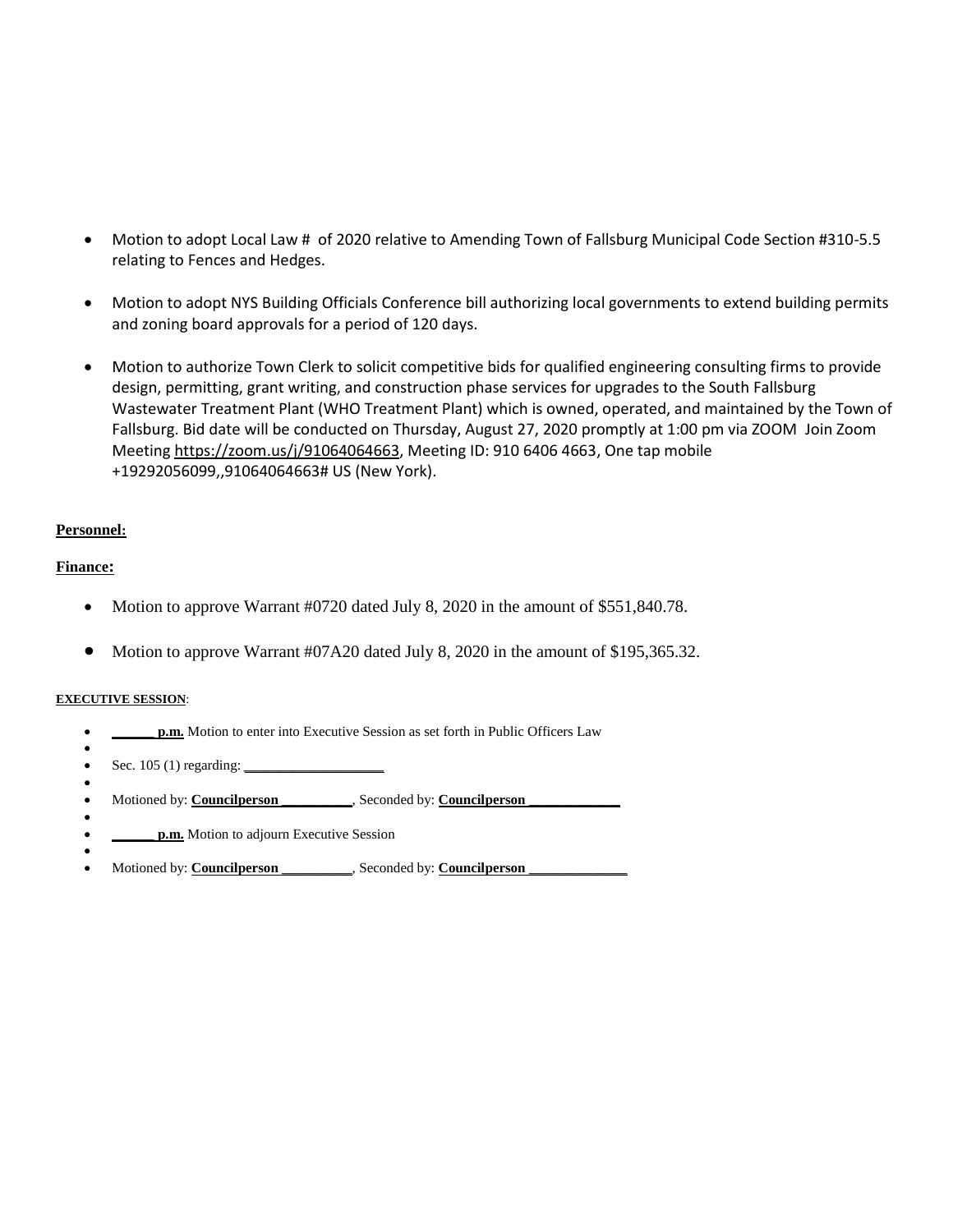- Motion to adopt Local Law # of 2020 relative to Amending Town of Fallsburg Municipal Code Section #310-5.5 relating to Fences and Hedges.

- Motion to adopt NYS Building Officials Conference bill authorizing local governments to extend building permits and zoning board approvals for a period of 120 days.

- Motion to authorize Town Clerk to solicit competitive bids for qualified engineering consulting firms to provide design, permitting, grant writing, and construction phase services for upgrades to the South Fallsburg Wastewater Treatment Plant (WHO Treatment Plant) which is owned, operated, and maintained by the Town of Fallsburg. Bid date will be conducted on Thursday, August 27, 2020 promptly at 1:00 pm via ZOOM Join Zoom Meeting https://zoom.us/j/91064064663, Meeting ID: 910 6406 4663, One tap mobile +19292056099,,91064064663# US (New York).

**Personnel:**

**Finance:**

- Motion to approve Warrant #0720 dated July 8, 2020 in the amount of $551,840.78.

- Motion to approve Warrant #07A20 dated July 8, 2020 in the amount of $195,365.32.

**EXECUTIVE SESSION**:

- **______ p.m.** Motion to enter into Executive Session as set forth in Public Officers Law
- 
- Sec. 105 (1) regarding: ____________________
- 
- Motioned by: **Councilperson __________**, Seconded by: **Councilperson _____________**
- 
- **______ p.m.** Motion to adjourn Executive Session
- 
- Motioned by: **Councilperson __________**, Seconded by: **Councilperson ______________**